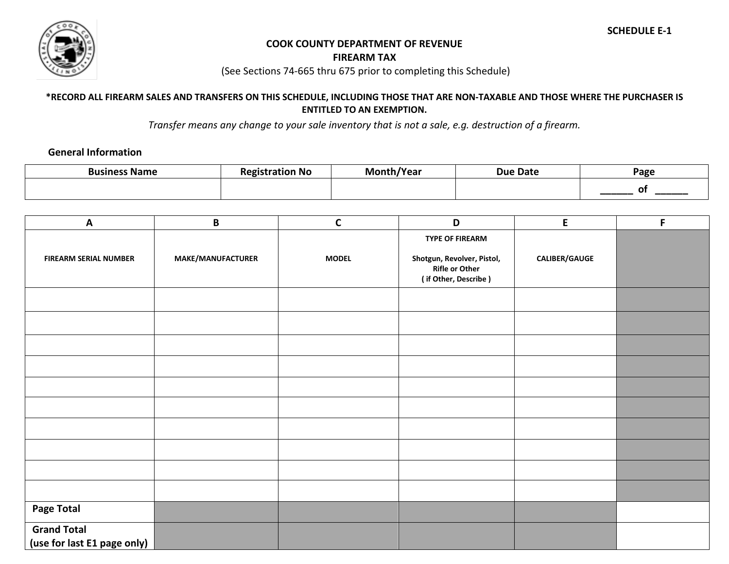SCHEDULE E-1

**COOK COUNTY DEPARTMENT OF REVENUE**

**FIREARM TAX**

(See Sections 74-665 thru 675 prior to completing this Schedule)

**\*RECORD ALL FIREARM SALES AND TRANSFERS ON THIS SCHEDULE, INCLUDING THOSE THAT ARE NON-TAXABLE AND THOSE WHERE THE PURCHASER IS ENTITLED TO AN EXEMPTION.**

*Transfer means any change to your sale inventory that is not a sale, e.g. destruction of a firearm.*

**General Information**

| Business Name | Registration No | Month/Year | Due Date | Page |
|---|---|---|---|---|
| | | | | ______ of ______ |

| A | B | C | D | E | F |
|---|---|---|---|---|---|
| FIREARM SERIAL NUMBER | MAKE/MANUFACTURER | MODEL | TYPE OF FIREARM<br><br>Shotgun, Revolver, Pistol, Rifle or Other<br>( if Other, Describe ) | CALIBER/GAUGE | |
| | | | | | |
| | | | | | |
| | | | | | |
| | | | | | |
| | | | | | |
| | | | | | |
| | | | | | |
| | | | | | |
| | | | | | |
| | | | | | |
| Page Total | | | | | |
| Grand Total<br>(use for last E1 page only) | | | | | |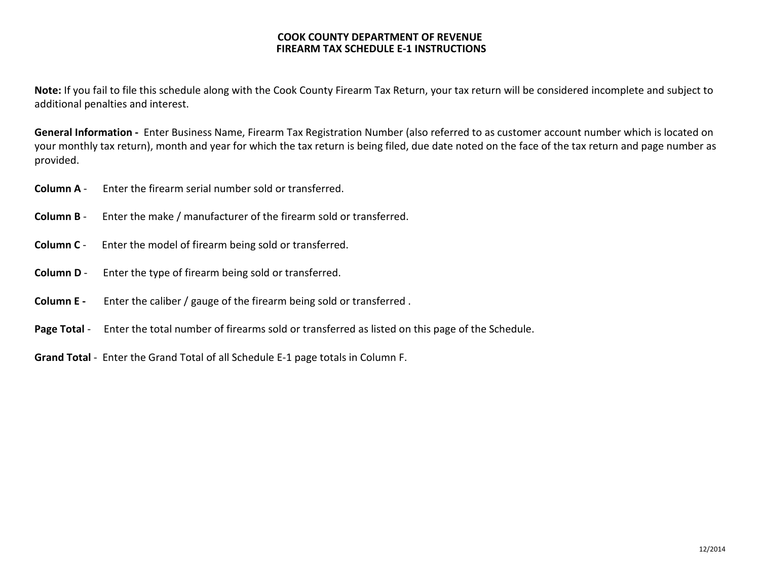# COOK COUNTY DEPARTMENT OF REVENUE
# FIREARM TAX SCHEDULE E-1 INSTRUCTIONS

**Note:** If you fail to file this schedule along with the Cook County Firearm Tax Return, your tax return will be considered incomplete and subject to additional penalties and interest.

**General Information -** Enter Business Name, Firearm Tax Registration Number (also referred to as customer account number which is located on your monthly tax return), month and year for which the tax return is being filed, due date noted on the face of the tax return and page number as provided.

**Column A** - Enter the firearm serial number sold or transferred.

**Column B** - Enter the make / manufacturer of the firearm sold or transferred.

**Column C** - Enter the model of firearm being sold or transferred.

**Column D** - Enter the type of firearm being sold or transferred.

**Column E -** Enter the caliber / gauge of the firearm being sold or transferred .

**Page Total** - Enter the total number of firearms sold or transferred as listed on this page of the Schedule.

**Grand Total** - Enter the Grand Total of all Schedule E-1 page totals in Column F.

12/2014